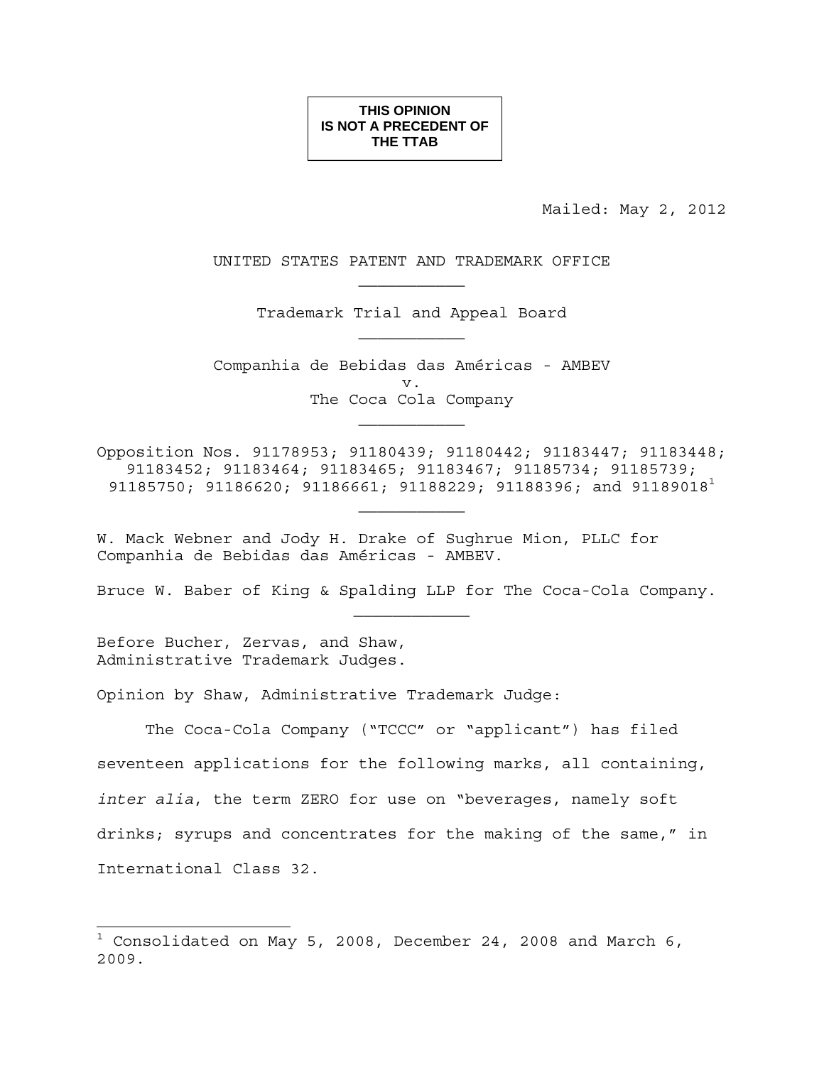**THIS OPINION IS NOT A PRECEDENT OF THE TTAB**

Mailed: May 2, 2012

UNITED STATES PATENT AND TRADEMARK OFFICE

---

Trademark Trial and Appeal Board

---

Companhia de Bebidas das Américas - AMBEV

v.

The Coca Cola Company

---

Opposition Nos. 91178953; 91180439; 91180442; 91183447; 91183448; 91183452; 91183464; 91183465; 91183467; 91185734; 91185739; 91185750; 91186620; 91186661; 91188229; 91188396; and 91189018[1]

---

W. Mack Webner and Jody H. Drake of Sughrue Mion, PLLC for Companhia de Bebidas das Américas - AMBEV.

Bruce W. Baber of King & Spalding LLP for The Coca-Cola Company.

---

Before Bucher, Zervas, and Shaw, Administrative Trademark Judges.

Opinion by Shaw, Administrative Trademark Judge:

The Coca-Cola Company ("TCCC" or "applicant") has filed seventeen applications for the following marks, all containing, *inter alia*, the term ZERO for use on "beverages, namely soft drinks; syrups and concentrates for the making of the same," in International Class 32.

---

[1] Consolidated on May 5, 2008, December 24, 2008 and March 6, 2009.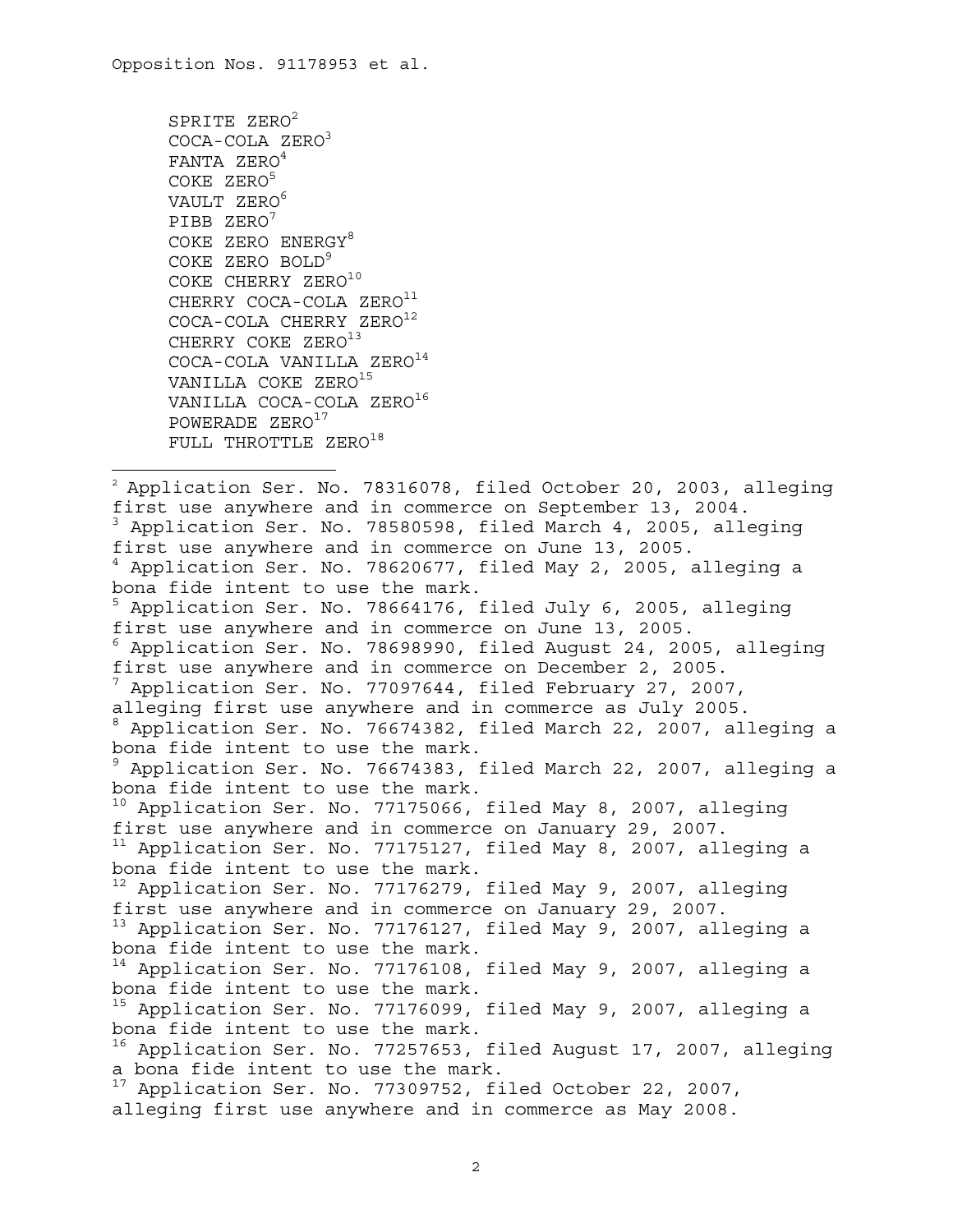SPRITE ZERO[2]
COCA-COLA ZERO[3]
FANTA ZERO[4]
COKE ZERO[5]
VAULT ZERO[6]
PIBB ZERO[7]
COKE ZERO ENERGY[8]
COKE ZERO BOLD[9]
COKE CHERRY ZERO[10]
CHERRY COCA-COLA ZERO[11]
COCA-COLA CHERRY ZERO[12]
CHERRY COKE ZERO[13]
COCA-COLA VANILLA ZERO[14]
VANILLA COKE ZERO[15]
VANILLA COCA-COLA ZERO[16]
POWERADE ZERO[17]
FULL THROTTLE ZERO[18]

---

[2] Application Ser. No. 78316078, filed October 20, 2003, alleging first use anywhere and in commerce on September 13, 2004.
[3] Application Ser. No. 78580598, filed March 4, 2005, alleging first use anywhere and in commerce on June 13, 2005.
[4] Application Ser. No. 78620677, filed May 2, 2005, alleging a bona fide intent to use the mark.
[5] Application Ser. No. 78664176, filed July 6, 2005, alleging first use anywhere and in commerce on June 13, 2005.
[6] Application Ser. No. 78698990, filed August 24, 2005, alleging first use anywhere and in commerce on December 2, 2005.
[7] Application Ser. No. 77097644, filed February 27, 2007, alleging first use anywhere and in commerce as July 2005.
[8] Application Ser. No. 76674382, filed March 22, 2007, alleging a bona fide intent to use the mark.
[9] Application Ser. No. 76674383, filed March 22, 2007, alleging a bona fide intent to use the mark.
[10] Application Ser. No. 77175066, filed May 8, 2007, alleging first use anywhere and in commerce on January 29, 2007.
[11] Application Ser. No. 77175127, filed May 8, 2007, alleging a bona fide intent to use the mark.
[12] Application Ser. No. 77176279, filed May 9, 2007, alleging first use anywhere and in commerce on January 29, 2007.
[13] Application Ser. No. 77176127, filed May 9, 2007, alleging a bona fide intent to use the mark.
[14] Application Ser. No. 77176108, filed May 9, 2007, alleging a bona fide intent to use the mark.
[15] Application Ser. No. 77176099, filed May 9, 2007, alleging a bona fide intent to use the mark.
[16] Application Ser. No. 77257653, filed August 17, 2007, alleging a bona fide intent to use the mark.
[17] Application Ser. No. 77309752, filed October 22, 2007, alleging first use anywhere and in commerce as May 2008.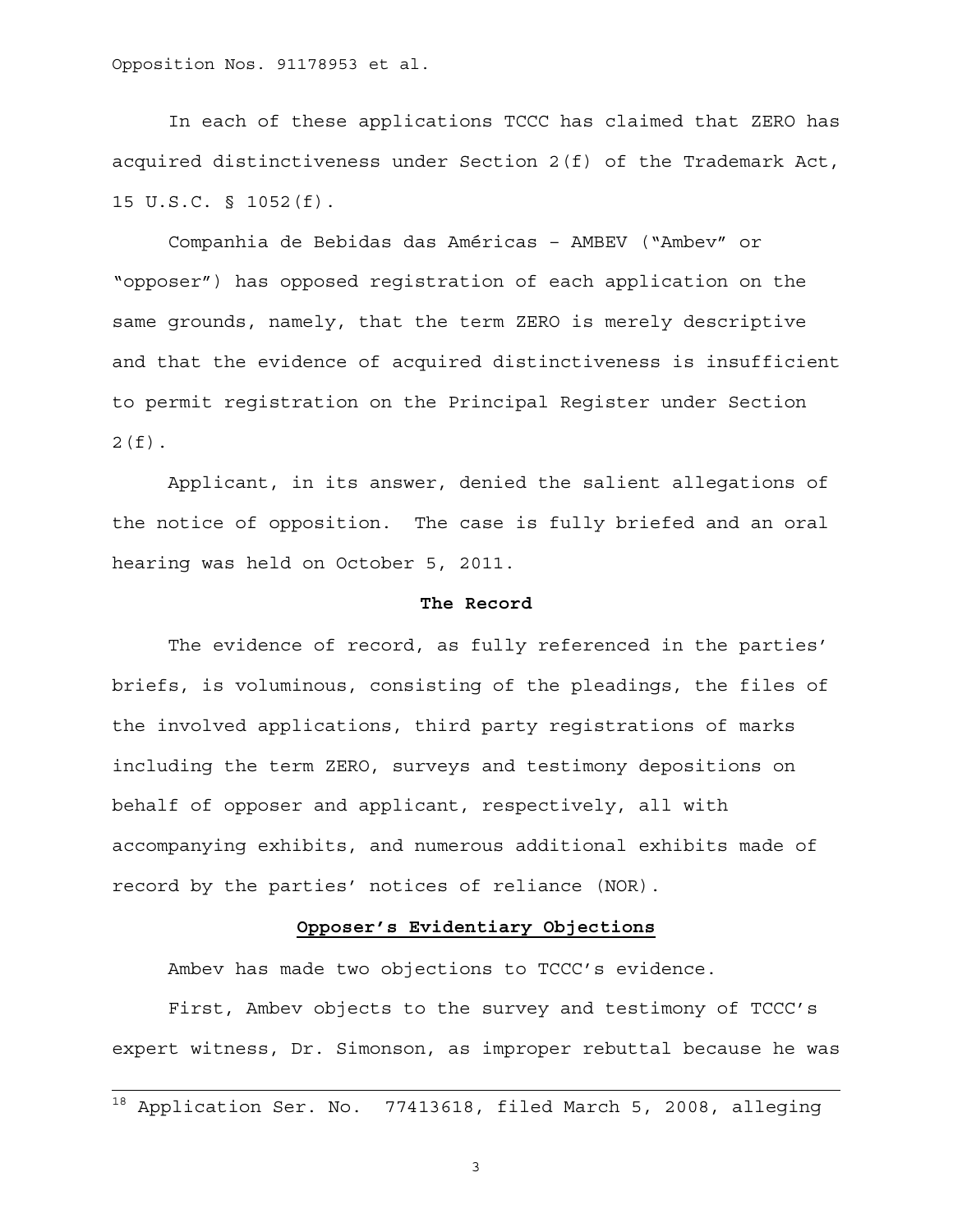In each of these applications TCCC has claimed that ZERO has acquired distinctiveness under Section 2(f) of the Trademark Act, 15 U.S.C. § 1052(f).

Companhia de Bebidas das Américas – AMBEV ("Ambev" or "opposer") has opposed registration of each application on the same grounds, namely, that the term ZERO is merely descriptive and that the evidence of acquired distinctiveness is insufficient to permit registration on the Principal Register under Section 2(f).

Applicant, in its answer, denied the salient allegations of the notice of opposition. The case is fully briefed and an oral hearing was held on October 5, 2011.

**The Record**

The evidence of record, as fully referenced in the parties' briefs, is voluminous, consisting of the pleadings, the files of the involved applications, third party registrations of marks including the term ZERO, surveys and testimony depositions on behalf of opposer and applicant, respectively, all with accompanying exhibits, and numerous additional exhibits made of record by the parties' notices of reliance (NOR).

**Opposer's Evidentiary Objections**

Ambev has made two objections to TCCC's evidence.

First, Ambev objects to the survey and testimony of TCCC's expert witness, Dr. Simonson, as improper rebuttal because he was

---

[18] Application Ser. No. 77413618, filed March 5, 2008, alleging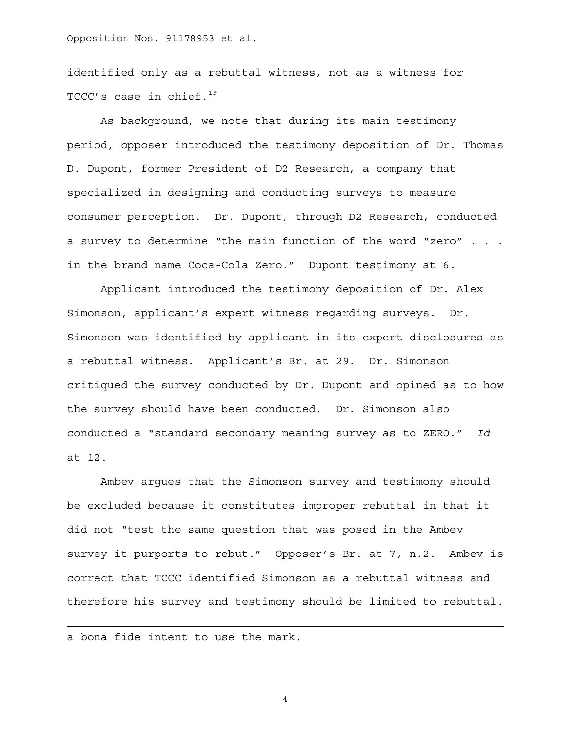identified only as a rebuttal witness, not as a witness for TCCC's case in chief.[19]

As background, we note that during its main testimony period, opposer introduced the testimony deposition of Dr. Thomas D. Dupont, former President of D2 Research, a company that specialized in designing and conducting surveys to measure consumer perception. Dr. Dupont, through D2 Research, conducted a survey to determine "the main function of the word "zero" . . . in the brand name Coca-Cola Zero." Dupont testimony at 6.

Applicant introduced the testimony deposition of Dr. Alex Simonson, applicant's expert witness regarding surveys. Dr. Simonson was identified by applicant in its expert disclosures as a rebuttal witness. Applicant's Br. at 29. Dr. Simonson critiqued the survey conducted by Dr. Dupont and opined as to how the survey should have been conducted. Dr. Simonson also conducted a "standard secondary meaning survey as to ZERO." *Id* at 12.

Ambev argues that the Simonson survey and testimony should be excluded because it constitutes improper rebuttal in that it did not "test the same question that was posed in the Ambev survey it purports to rebut." Opposer's Br. at 7, n.2. Ambev is correct that TCCC identified Simonson as a rebuttal witness and therefore his survey and testimony should be limited to rebuttal.

---

a bona fide intent to use the mark.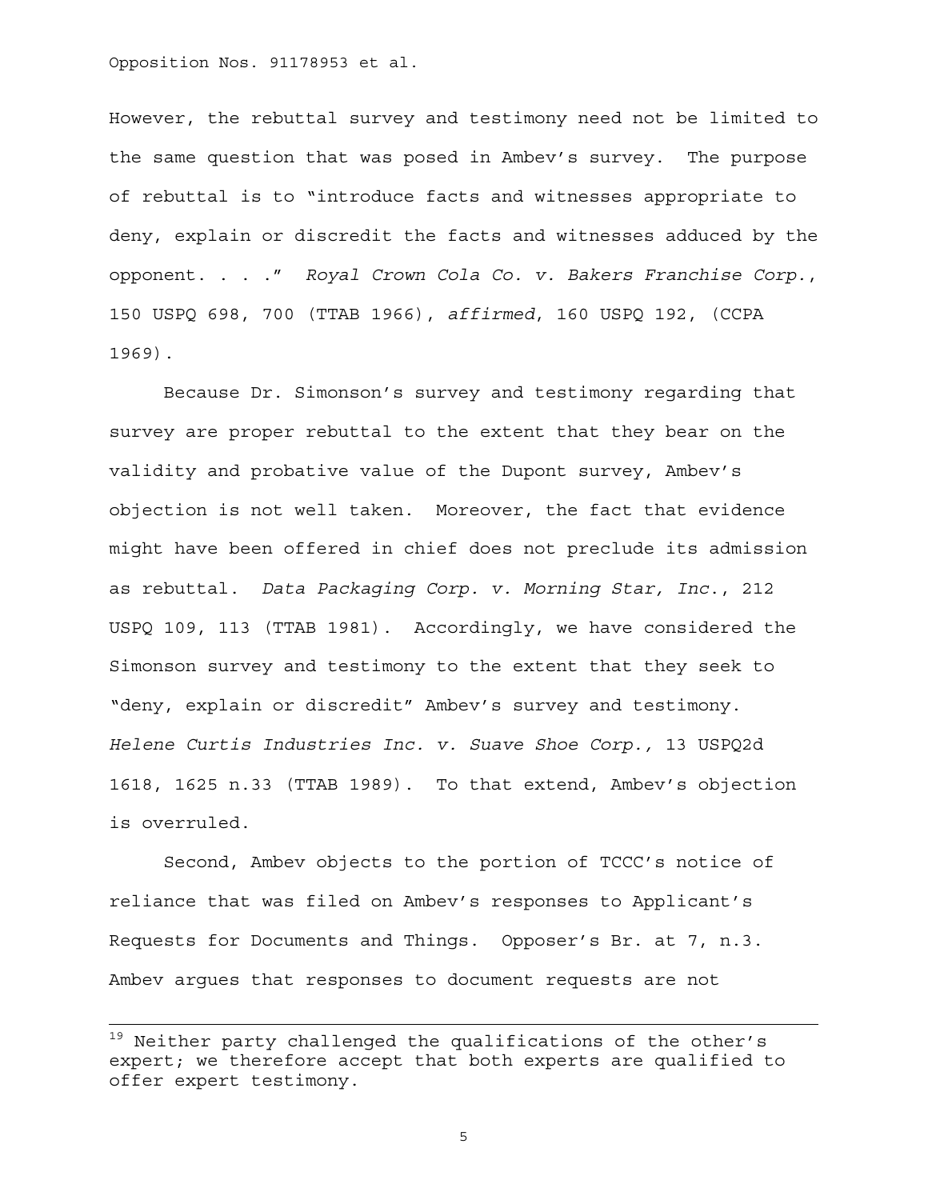However, the rebuttal survey and testimony need not be limited to the same question that was posed in Ambev's survey. The purpose of rebuttal is to "introduce facts and witnesses appropriate to deny, explain or discredit the facts and witnesses adduced by the opponent. . . ." *Royal Crown Cola Co. v. Bakers Franchise Corp.*, 150 USPQ 698, 700 (TTAB 1966), *affirmed*, 160 USPQ 192, (CCPA 1969).

Because Dr. Simonson's survey and testimony regarding that survey are proper rebuttal to the extent that they bear on the validity and probative value of the Dupont survey, Ambev's objection is not well taken. Moreover, the fact that evidence might have been offered in chief does not preclude its admission as rebuttal. *Data Packaging Corp. v. Morning Star, Inc.*, 212 USPQ 109, 113 (TTAB 1981). Accordingly, we have considered the Simonson survey and testimony to the extent that they seek to "deny, explain or discredit" Ambev's survey and testimony. *Helene Curtis Industries Inc. v. Suave Shoe Corp.,* 13 USPQ2d 1618, 1625 n.33 (TTAB 1989). To that extend, Ambev's objection is overruled.

Second, Ambev objects to the portion of TCCC's notice of reliance that was filed on Ambev's responses to Applicant's Requests for Documents and Things. Opposer's Br. at 7, n.3. Ambev argues that responses to document requests are not

---

[19] Neither party challenged the qualifications of the other's expert; we therefore accept that both experts are qualified to offer expert testimony.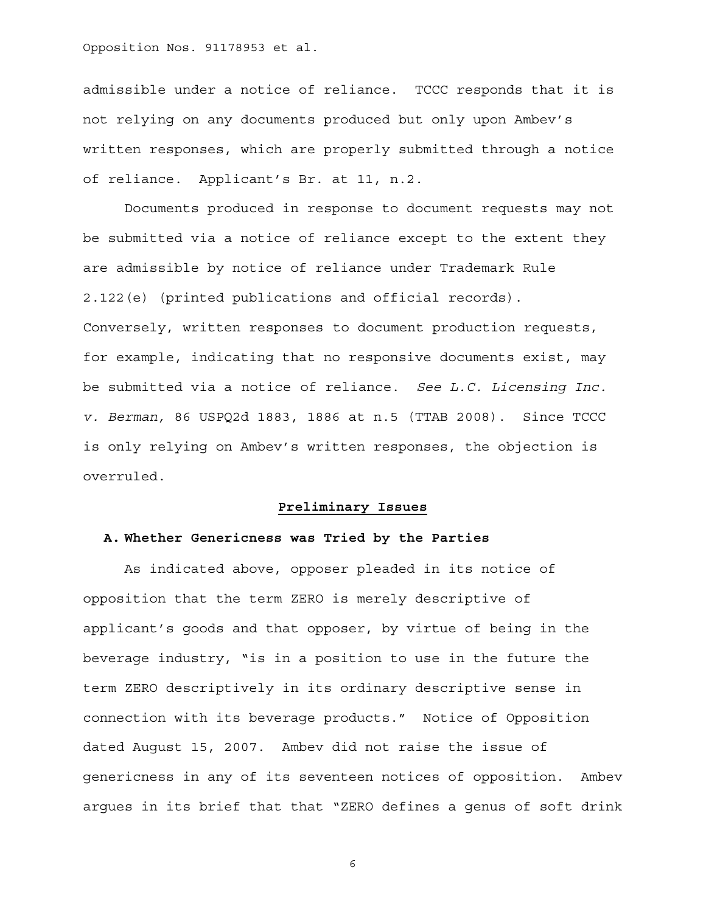admissible under a notice of reliance. TCCC responds that it is not relying on any documents produced but only upon Ambev's written responses, which are properly submitted through a notice of reliance. Applicant's Br. at 11, n.2.

Documents produced in response to document requests may not be submitted via a notice of reliance except to the extent they are admissible by notice of reliance under Trademark Rule 2.122(e) (printed publications and official records). Conversely, written responses to document production requests, for example, indicating that no responsive documents exist, may be submitted via a notice of reliance. *See L.C. Licensing Inc. v. Berman,* 86 USPQ2d 1883, 1886 at n.5 (TTAB 2008). Since TCCC is only relying on Ambev's written responses, the objection is overruled.

## Preliminary Issues

### A. Whether Genericness was Tried by the Parties

As indicated above, opposer pleaded in its notice of opposition that the term ZERO is merely descriptive of applicant's goods and that opposer, by virtue of being in the beverage industry, "is in a position to use in the future the term ZERO descriptively in its ordinary descriptive sense in connection with its beverage products." Notice of Opposition dated August 15, 2007. Ambev did not raise the issue of genericness in any of its seventeen notices of opposition. Ambev argues in its brief that that "ZERO defines a genus of soft drink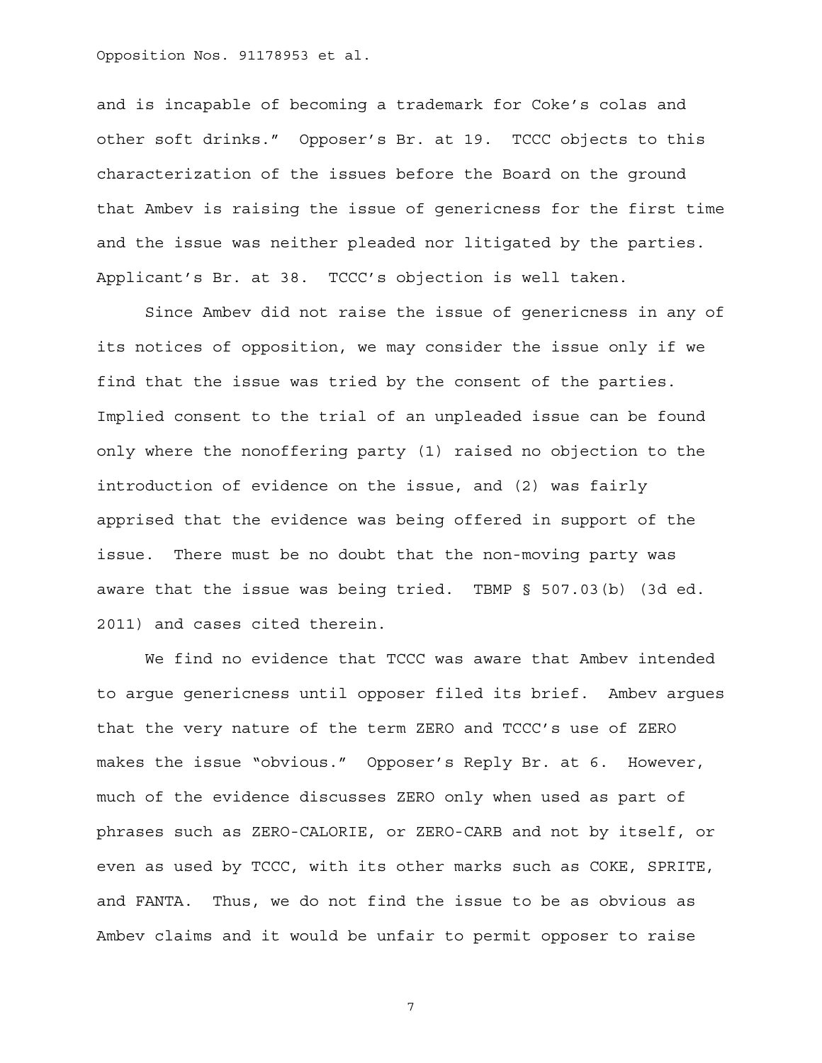and is incapable of becoming a trademark for Coke's colas and other soft drinks." Opposer's Br. at 19. TCCC objects to this characterization of the issues before the Board on the ground that Ambev is raising the issue of genericness for the first time and the issue was neither pleaded nor litigated by the parties. Applicant's Br. at 38. TCCC's objection is well taken.

Since Ambev did not raise the issue of genericness in any of its notices of opposition, we may consider the issue only if we find that the issue was tried by the consent of the parties. Implied consent to the trial of an unpleaded issue can be found only where the nonoffering party (1) raised no objection to the introduction of evidence on the issue, and (2) was fairly apprised that the evidence was being offered in support of the issue. There must be no doubt that the non-moving party was aware that the issue was being tried. TBMP § 507.03(b) (3d ed. 2011) and cases cited therein.

We find no evidence that TCCC was aware that Ambev intended to argue genericness until opposer filed its brief. Ambev argues that the very nature of the term ZERO and TCCC's use of ZERO makes the issue "obvious." Opposer's Reply Br. at 6. However, much of the evidence discusses ZERO only when used as part of phrases such as ZERO-CALORIE, or ZERO-CARB and not by itself, or even as used by TCCC, with its other marks such as COKE, SPRITE, and FANTA. Thus, we do not find the issue to be as obvious as Ambev claims and it would be unfair to permit opposer to raise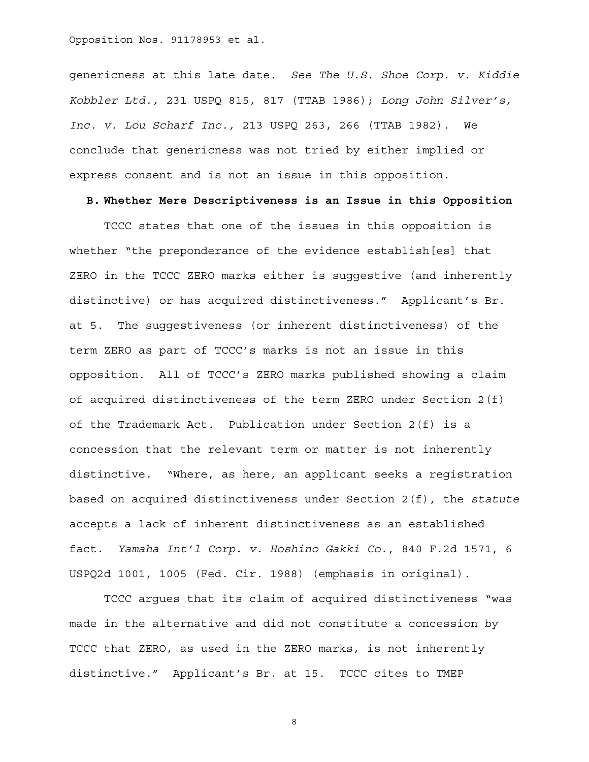genericness at this late date. *See The U.S. Shoe Corp. v. Kiddie Kobbler Ltd.*, 231 USPQ 815, 817 (TTAB 1986); *Long John Silver's, Inc. v. Lou Scharf Inc.*, 213 USPQ 263, 266 (TTAB 1982). We conclude that genericness was not tried by either implied or express consent and is not an issue in this opposition.

**B. Whether Mere Descriptiveness is an Issue in this Opposition**

TCCC states that one of the issues in this opposition is whether "the preponderance of the evidence establish[es] that ZERO in the TCCC ZERO marks either is suggestive (and inherently distinctive) or has acquired distinctiveness." Applicant's Br. at 5. The suggestiveness (or inherent distinctiveness) of the term ZERO as part of TCCC's marks is not an issue in this opposition. All of TCCC's ZERO marks published showing a claim of acquired distinctiveness of the term ZERO under Section 2(f) of the Trademark Act. Publication under Section 2(f) is a concession that the relevant term or matter is not inherently distinctive. "Where, as here, an applicant seeks a registration based on acquired distinctiveness under Section 2(f), the *statute* accepts a lack of inherent distinctiveness as an established fact. *Yamaha Int'l Corp. v. Hoshino Gakki Co.*, 840 F.2d 1571, 6 USPQ2d 1001, 1005 (Fed. Cir. 1988) (emphasis in original).

TCCC argues that its claim of acquired distinctiveness "was made in the alternative and did not constitute a concession by TCCC that ZERO, as used in the ZERO marks, is not inherently distinctive." Applicant's Br. at 15. TCCC cites to TMEP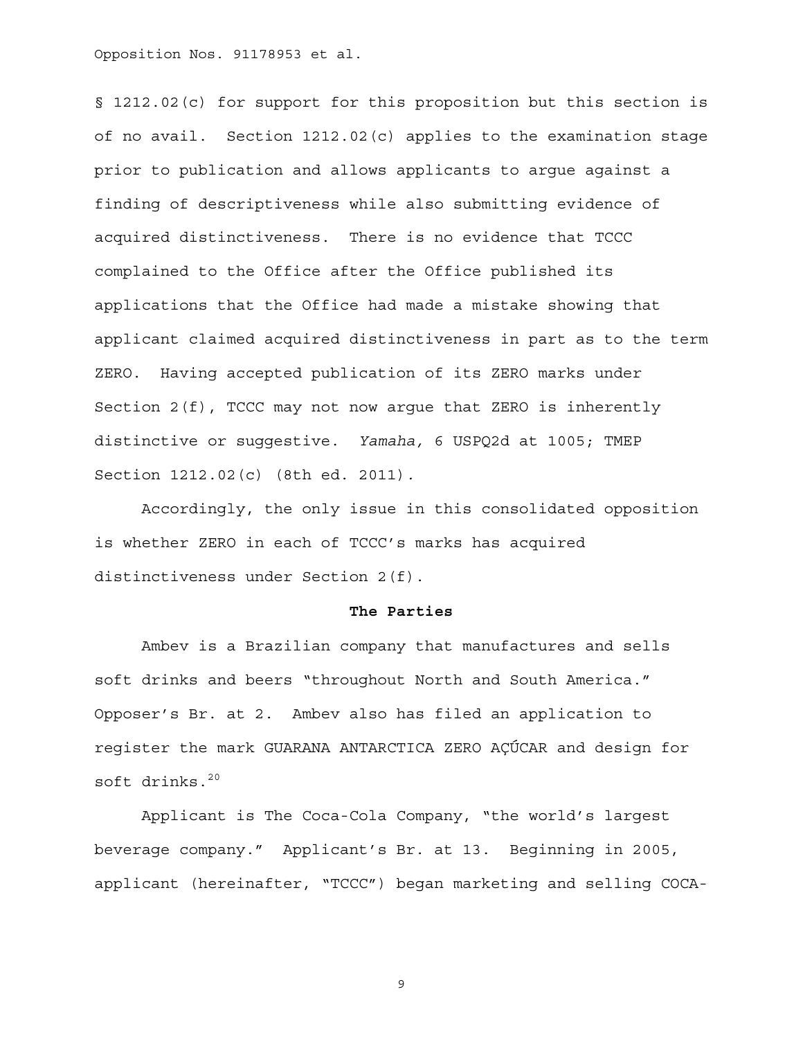§ 1212.02(c) for support for this proposition but this section is of no avail. Section 1212.02(c) applies to the examination stage prior to publication and allows applicants to argue against a finding of descriptiveness while also submitting evidence of acquired distinctiveness. There is no evidence that TCCC complained to the Office after the Office published its applications that the Office had made a mistake showing that applicant claimed acquired distinctiveness in part as to the term ZERO. Having accepted publication of its ZERO marks under Section 2(f), TCCC may not now argue that ZERO is inherently distinctive or suggestive. *Yamaha,* 6 USPQ2d at 1005; TMEP Section 1212.02(c) (8th ed. 2011).

Accordingly, the only issue in this consolidated opposition is whether ZERO in each of TCCC's marks has acquired distinctiveness under Section 2(f).

**The Parties**

Ambev is a Brazilian company that manufactures and sells soft drinks and beers "throughout North and South America." Opposer's Br. at 2. Ambev also has filed an application to register the mark GUARANA ANTARCTICA ZERO AÇÚCAR and design for soft drinks.[20]

Applicant is The Coca-Cola Company, "the world's largest beverage company." Applicant's Br. at 13. Beginning in 2005, applicant (hereinafter, "TCCC") began marketing and selling COCA-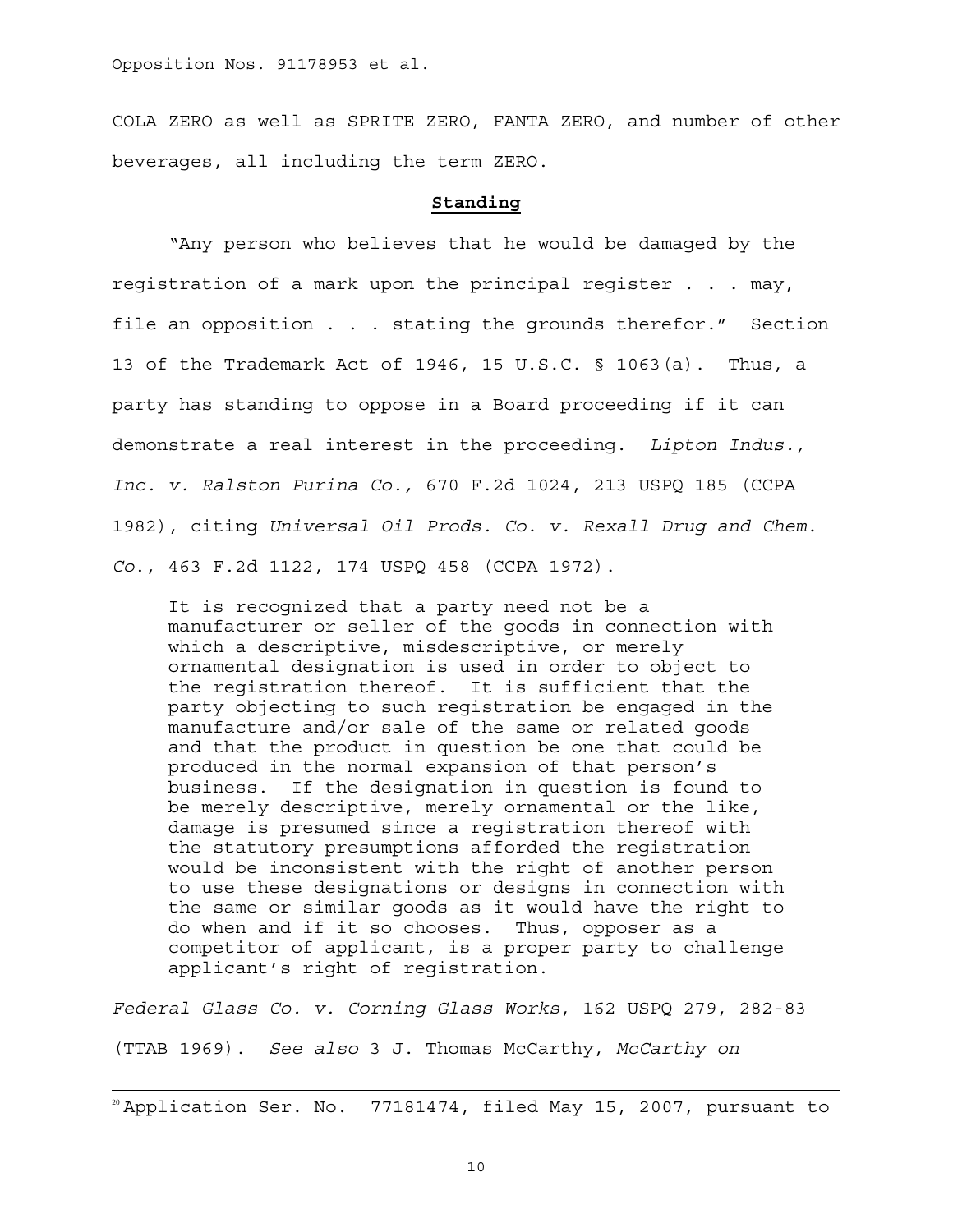COLA ZERO as well as SPRITE ZERO, FANTA ZERO, and number of other beverages, all including the term ZERO.

## **Standing**

"Any person who believes that he would be damaged by the registration of a mark upon the principal register . . . may, file an opposition . . . stating the grounds therefor." Section 13 of the Trademark Act of 1946, 15 U.S.C. § 1063(a). Thus, a party has standing to oppose in a Board proceeding if it can demonstrate a real interest in the proceeding. *Lipton Indus., Inc. v. Ralston Purina Co.,* 670 F.2d 1024, 213 USPQ 185 (CCPA 1982), citing *Universal Oil Prods. Co. v. Rexall Drug and Chem. Co.*, 463 F.2d 1122, 174 USPQ 458 (CCPA 1972).

> It is recognized that a party need not be a manufacturer or seller of the goods in connection with which a descriptive, misdescriptive, or merely ornamental designation is used in order to object to the registration thereof. It is sufficient that the party objecting to such registration be engaged in the manufacture and/or sale of the same or related goods and that the product in question be one that could be produced in the normal expansion of that person's business. If the designation in question is found to be merely descriptive, merely ornamental or the like, damage is presumed since a registration thereof with the statutory presumptions afforded the registration would be inconsistent with the right of another person to use these designations or designs in connection with the same or similar goods as it would have the right to do when and if it so chooses. Thus, opposer as a competitor of applicant, is a proper party to challenge applicant's right of registration.

*Federal Glass Co. v. Corning Glass Works*, 162 USPQ 279, 282-83 (TTAB 1969). *See also* 3 J. Thomas McCarthy, *McCarthy on*

---

[20] Application Ser. No. 77181474, filed May 15, 2007, pursuant to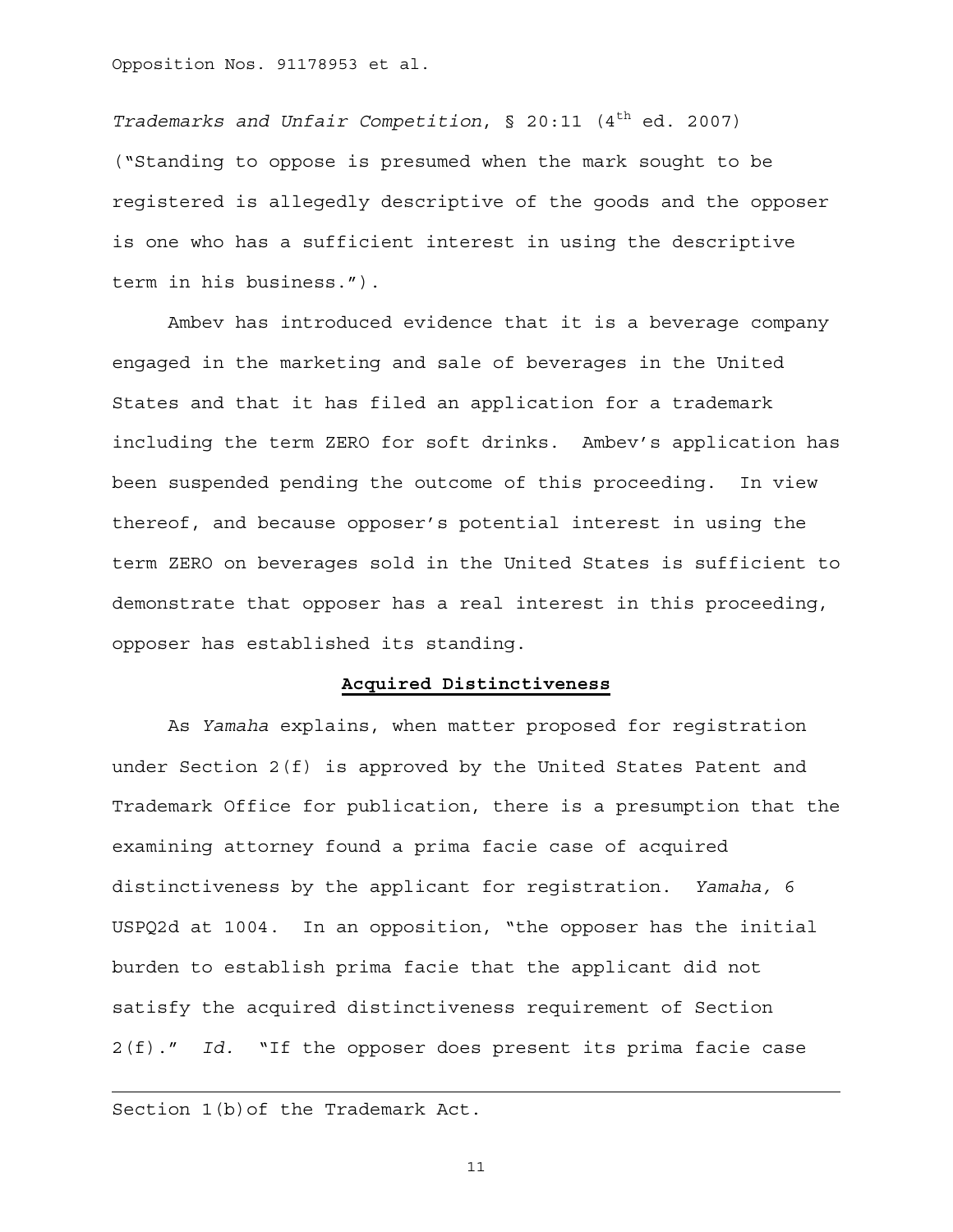*Trademarks and Unfair Competition*, § 20:11 (4th ed. 2007) ("Standing to oppose is presumed when the mark sought to be registered is allegedly descriptive of the goods and the opposer is one who has a sufficient interest in using the descriptive term in his business.").

Ambev has introduced evidence that it is a beverage company engaged in the marketing and sale of beverages in the United States and that it has filed an application for a trademark including the term ZERO for soft drinks. Ambev's application has been suspended pending the outcome of this proceeding. In view thereof, and because opposer's potential interest in using the term ZERO on beverages sold in the United States is sufficient to demonstrate that opposer has a real interest in this proceeding, opposer has established its standing.

**Acquired Distinctiveness**

As *Yamaha* explains, when matter proposed for registration under Section 2(f) is approved by the United States Patent and Trademark Office for publication, there is a presumption that the examining attorney found a prima facie case of acquired distinctiveness by the applicant for registration. *Yamaha,* 6 USPQ2d at 1004. In an opposition, "the opposer has the initial burden to establish prima facie that the applicant did not satisfy the acquired distinctiveness requirement of Section 2(f)." *Id.* "If the opposer does present its prima facie case

---

Section 1(b)of the Trademark Act.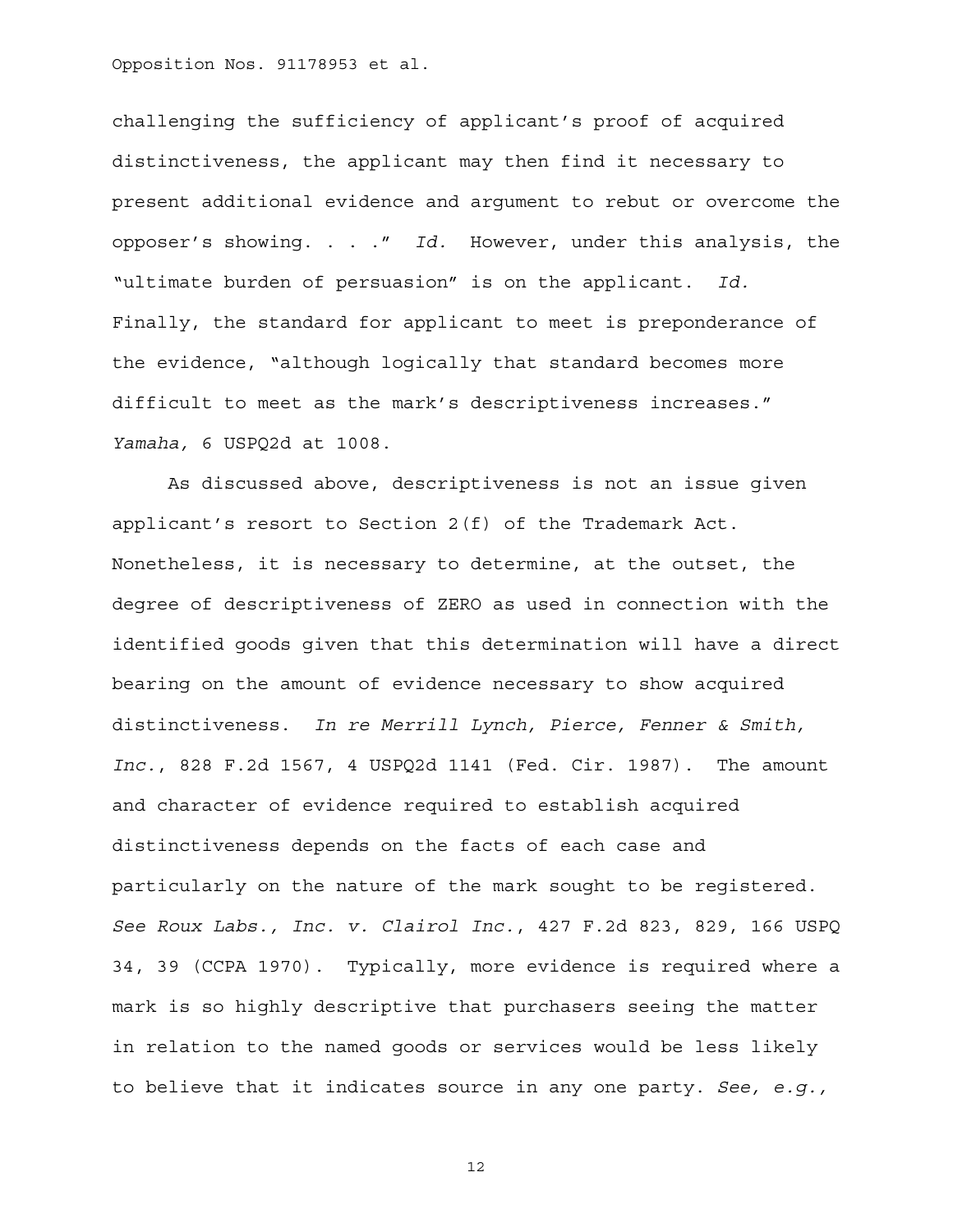challenging the sufficiency of applicant's proof of acquired distinctiveness, the applicant may then find it necessary to present additional evidence and argument to rebut or overcome the opposer's showing. . . ." *Id.* However, under this analysis, the "ultimate burden of persuasion" is on the applicant. *Id.* Finally, the standard for applicant to meet is preponderance of the evidence, "although logically that standard becomes more difficult to meet as the mark's descriptiveness increases." *Yamaha,* 6 USPQ2d at 1008.

As discussed above, descriptiveness is not an issue given applicant's resort to Section 2(f) of the Trademark Act. Nonetheless, it is necessary to determine, at the outset, the degree of descriptiveness of ZERO as used in connection with the identified goods given that this determination will have a direct bearing on the amount of evidence necessary to show acquired distinctiveness. *In re Merrill Lynch, Pierce, Fenner & Smith, Inc.*, 828 F.2d 1567, 4 USPQ2d 1141 (Fed. Cir. 1987). The amount and character of evidence required to establish acquired distinctiveness depends on the facts of each case and particularly on the nature of the mark sought to be registered. *See Roux Labs., Inc. v. Clairol Inc.*, 427 F.2d 823, 829, 166 USPQ 34, 39 (CCPA 1970). Typically, more evidence is required where a mark is so highly descriptive that purchasers seeing the matter in relation to the named goods or services would be less likely to believe that it indicates source in any one party. *See, e.g.,*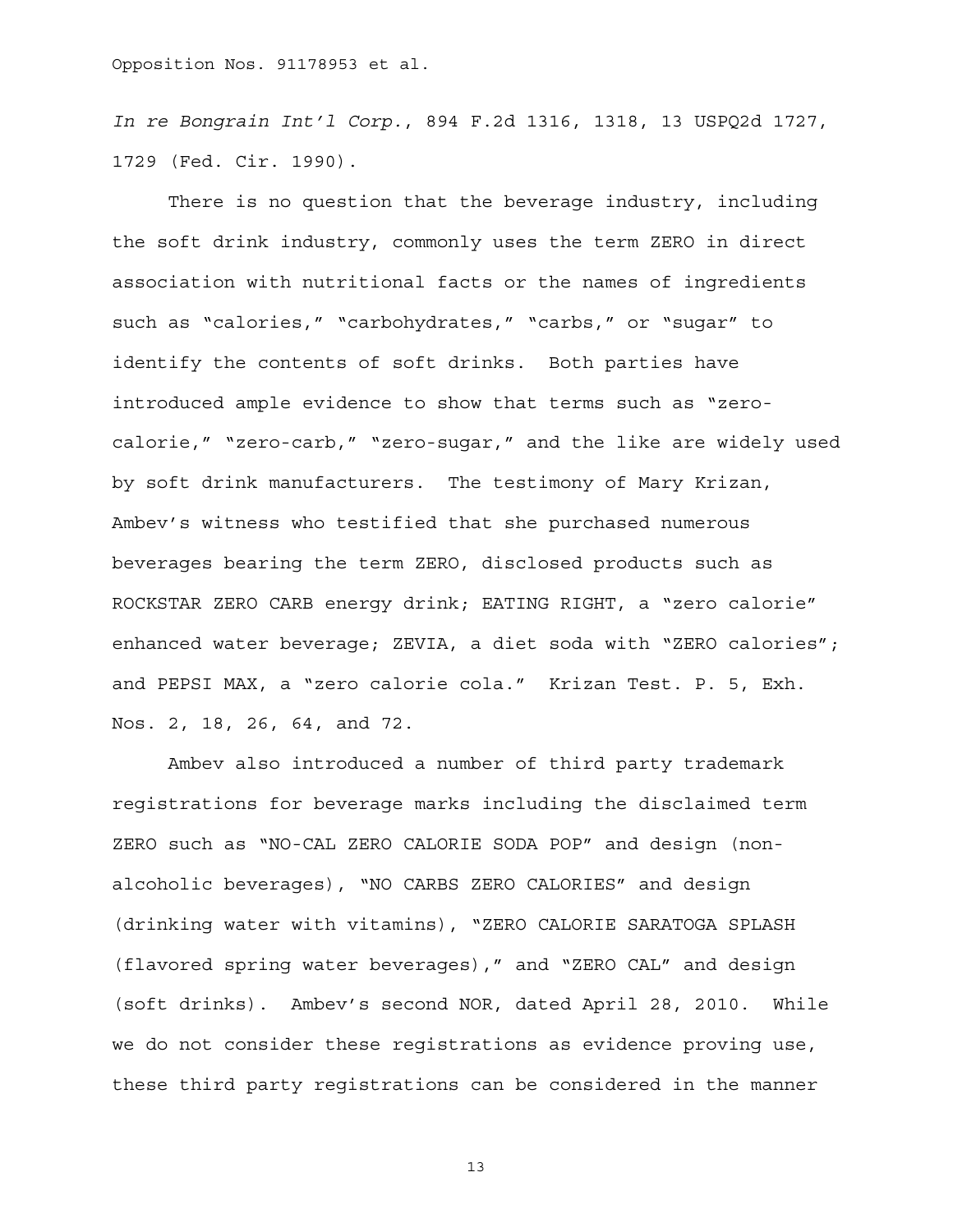*In re Bongrain Int'l Corp.*, 894 F.2d 1316, 1318, 13 USPQ2d 1727, 1729 (Fed. Cir. 1990).

There is no question that the beverage industry, including the soft drink industry, commonly uses the term ZERO in direct association with nutritional facts or the names of ingredients such as "calories," "carbohydrates," "carbs," or "sugar" to identify the contents of soft drinks. Both parties have introduced ample evidence to show that terms such as "zero-calorie," "zero-carb," "zero-sugar," and the like are widely used by soft drink manufacturers. The testimony of Mary Krizan, Ambev's witness who testified that she purchased numerous beverages bearing the term ZERO, disclosed products such as ROCKSTAR ZERO CARB energy drink; EATING RIGHT, a "zero calorie" enhanced water beverage; ZEVIA, a diet soda with "ZERO calories"; and PEPSI MAX, a "zero calorie cola." Krizan Test. P. 5, Exh. Nos. 2, 18, 26, 64, and 72.

Ambev also introduced a number of third party trademark registrations for beverage marks including the disclaimed term ZERO such as "NO-CAL ZERO CALORIE SODA POP" and design (non-alcoholic beverages), "NO CARBS ZERO CALORIES" and design (drinking water with vitamins), "ZERO CALORIE SARATOGA SPLASH (flavored spring water beverages)," and "ZERO CAL" and design (soft drinks). Ambev's second NOR, dated April 28, 2010. While we do not consider these registrations as evidence proving use, these third party registrations can be considered in the manner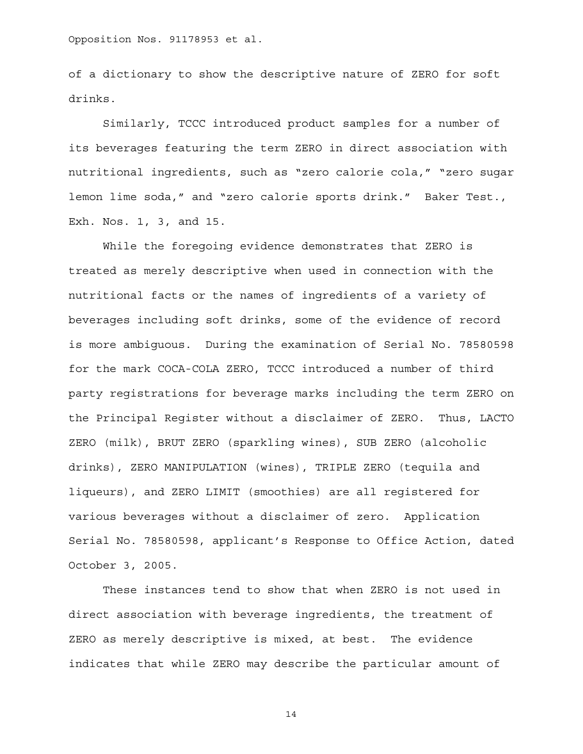of a dictionary to show the descriptive nature of ZERO for soft drinks.

Similarly, TCCC introduced product samples for a number of its beverages featuring the term ZERO in direct association with nutritional ingredients, such as "zero calorie cola," "zero sugar lemon lime soda," and "zero calorie sports drink." Baker Test., Exh. Nos. 1, 3, and 15.

While the foregoing evidence demonstrates that ZERO is treated as merely descriptive when used in connection with the nutritional facts or the names of ingredients of a variety of beverages including soft drinks, some of the evidence of record is more ambiguous. During the examination of Serial No. 78580598 for the mark COCA-COLA ZERO, TCCC introduced a number of third party registrations for beverage marks including the term ZERO on the Principal Register without a disclaimer of ZERO. Thus, LACTO ZERO (milk), BRUT ZERO (sparkling wines), SUB ZERO (alcoholic drinks), ZERO MANIPULATION (wines), TRIPLE ZERO (tequila and liqueurs), and ZERO LIMIT (smoothies) are all registered for various beverages without a disclaimer of zero. Application Serial No. 78580598, applicant's Response to Office Action, dated October 3, 2005.

These instances tend to show that when ZERO is not used in direct association with beverage ingredients, the treatment of ZERO as merely descriptive is mixed, at best. The evidence indicates that while ZERO may describe the particular amount of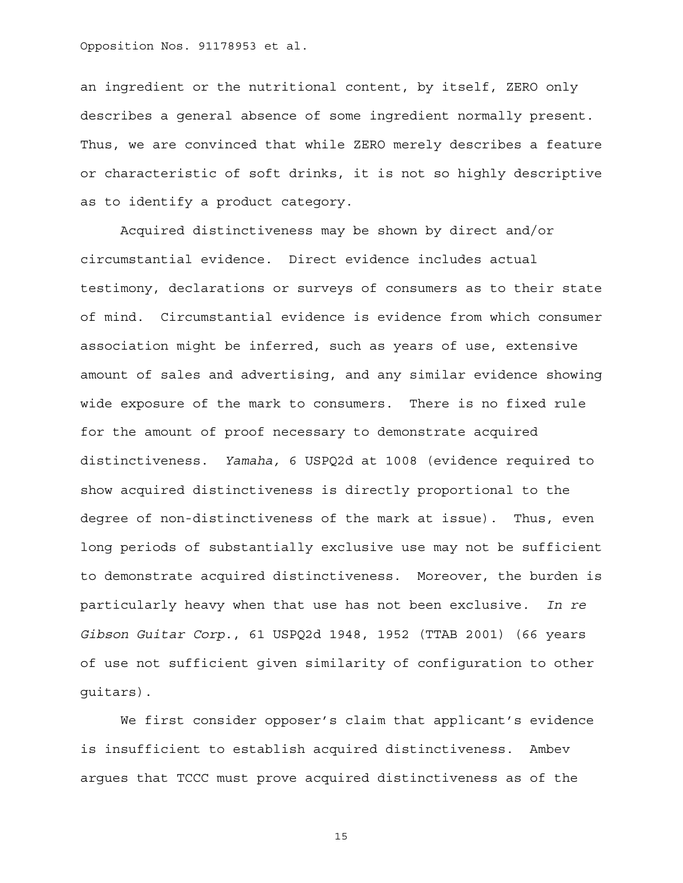an ingredient or the nutritional content, by itself, ZERO only describes a general absence of some ingredient normally present. Thus, we are convinced that while ZERO merely describes a feature or characteristic of soft drinks, it is not so highly descriptive as to identify a product category.

Acquired distinctiveness may be shown by direct and/or circumstantial evidence. Direct evidence includes actual testimony, declarations or surveys of consumers as to their state of mind. Circumstantial evidence is evidence from which consumer association might be inferred, such as years of use, extensive amount of sales and advertising, and any similar evidence showing wide exposure of the mark to consumers. There is no fixed rule for the amount of proof necessary to demonstrate acquired distinctiveness. *Yamaha,* 6 USPQ2d at 1008 (evidence required to show acquired distinctiveness is directly proportional to the degree of non-distinctiveness of the mark at issue). Thus, even long periods of substantially exclusive use may not be sufficient to demonstrate acquired distinctiveness. Moreover, the burden is particularly heavy when that use has not been exclusive. *In re Gibson Guitar Corp.*, 61 USPQ2d 1948, 1952 (TTAB 2001) (66 years of use not sufficient given similarity of configuration to other guitars).

We first consider opposer's claim that applicant's evidence is insufficient to establish acquired distinctiveness. Ambev argues that TCCC must prove acquired distinctiveness as of the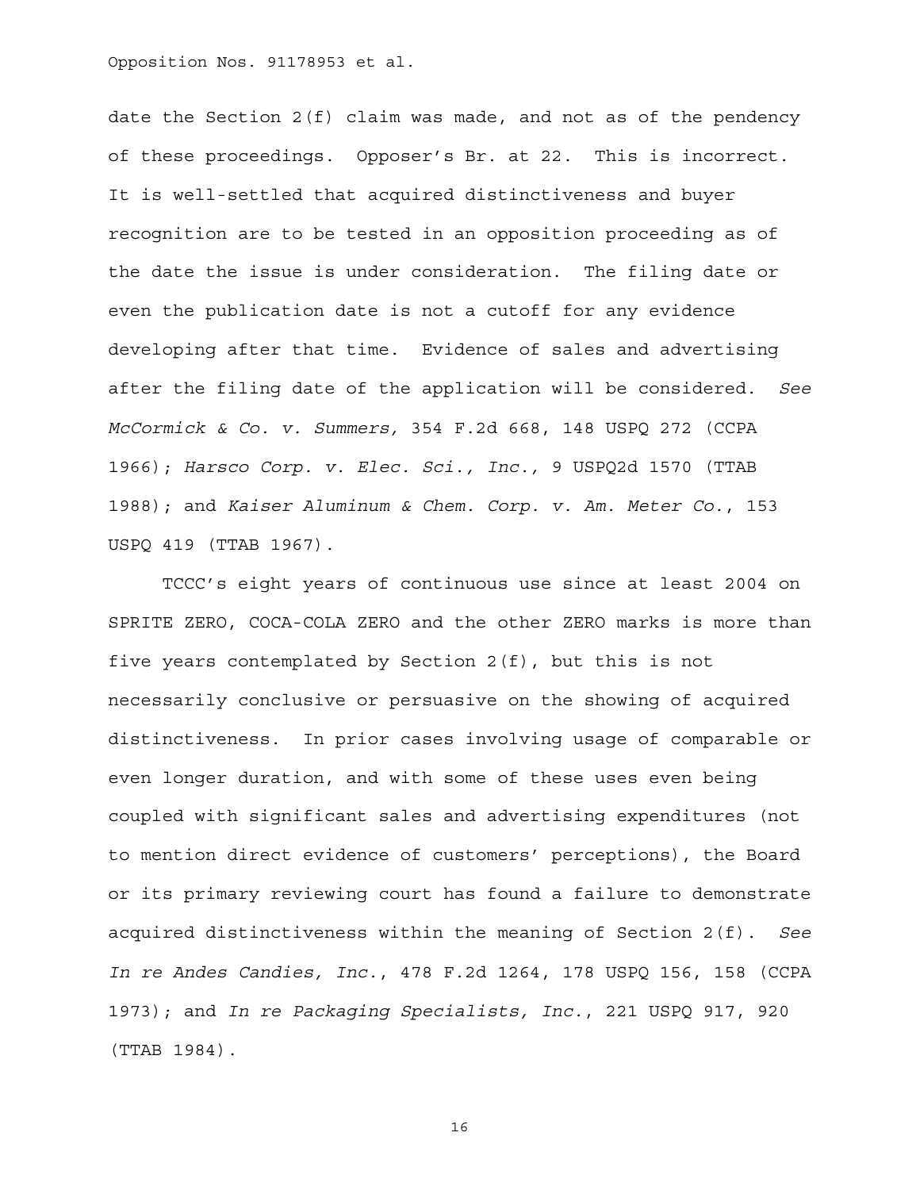date the Section 2(f) claim was made, and not as of the pendency of these proceedings. Opposer's Br. at 22. This is incorrect. It is well-settled that acquired distinctiveness and buyer recognition are to be tested in an opposition proceeding as of the date the issue is under consideration. The filing date or even the publication date is not a cutoff for any evidence developing after that time. Evidence of sales and advertising after the filing date of the application will be considered. *See McCormick & Co. v. Summers,* 354 F.2d 668, 148 USPQ 272 (CCPA 1966); *Harsco Corp. v. Elec. Sci., Inc.,* 9 USPQ2d 1570 (TTAB 1988); and *Kaiser Aluminum & Chem. Corp. v. Am. Meter Co.*, 153 USPQ 419 (TTAB 1967).

TCCC's eight years of continuous use since at least 2004 on SPRITE ZERO, COCA-COLA ZERO and the other ZERO marks is more than five years contemplated by Section 2(f), but this is not necessarily conclusive or persuasive on the showing of acquired distinctiveness. In prior cases involving usage of comparable or even longer duration, and with some of these uses even being coupled with significant sales and advertising expenditures (not to mention direct evidence of customers' perceptions), the Board or its primary reviewing court has found a failure to demonstrate acquired distinctiveness within the meaning of Section 2(f). *See In re Andes Candies, Inc.*, 478 F.2d 1264, 178 USPQ 156, 158 (CCPA 1973); and *In re Packaging Specialists, Inc.*, 221 USPQ 917, 920 (TTAB 1984).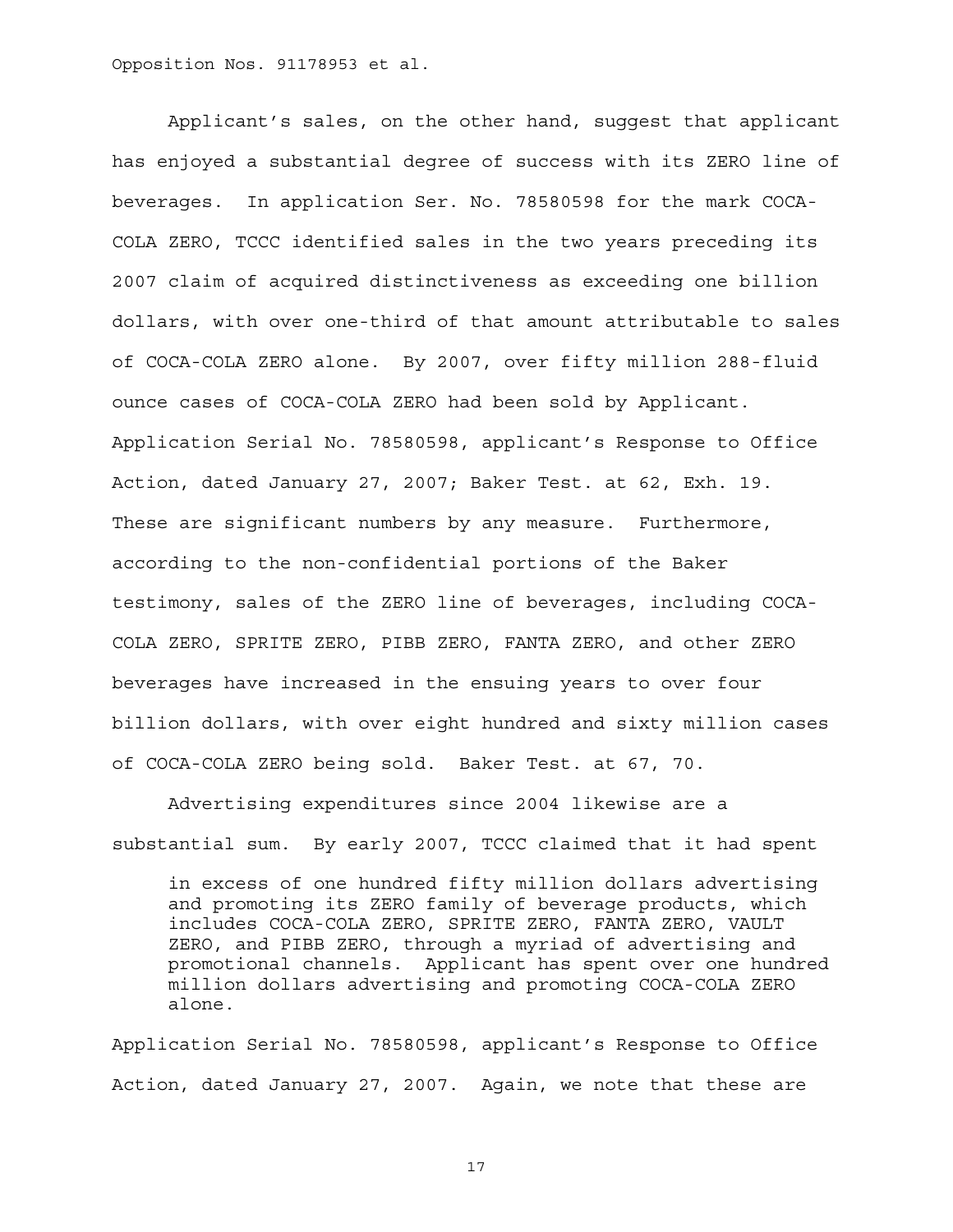Applicant's sales, on the other hand, suggest that applicant has enjoyed a substantial degree of success with its ZERO line of beverages. In application Ser. No. 78580598 for the mark COCA-COLA ZERO, TCCC identified sales in the two years preceding its 2007 claim of acquired distinctiveness as exceeding one billion dollars, with over one-third of that amount attributable to sales of COCA-COLA ZERO alone. By 2007, over fifty million 288-fluid ounce cases of COCA-COLA ZERO had been sold by Applicant. Application Serial No. 78580598, applicant's Response to Office Action, dated January 27, 2007; Baker Test. at 62, Exh. 19. These are significant numbers by any measure. Furthermore, according to the non-confidential portions of the Baker testimony, sales of the ZERO line of beverages, including COCA-COLA ZERO, SPRITE ZERO, PIBB ZERO, FANTA ZERO, and other ZERO beverages have increased in the ensuing years to over four billion dollars, with over eight hundred and sixty million cases of COCA-COLA ZERO being sold. Baker Test. at 67, 70.

Advertising expenditures since 2004 likewise are a substantial sum. By early 2007, TCCC claimed that it had spent

> in excess of one hundred fifty million dollars advertising and promoting its ZERO family of beverage products, which includes COCA-COLA ZERO, SPRITE ZERO, FANTA ZERO, VAULT ZERO, and PIBB ZERO, through a myriad of advertising and promotional channels. Applicant has spent over one hundred million dollars advertising and promoting COCA-COLA ZERO alone.

Application Serial No. 78580598, applicant's Response to Office Action, dated January 27, 2007. Again, we note that these are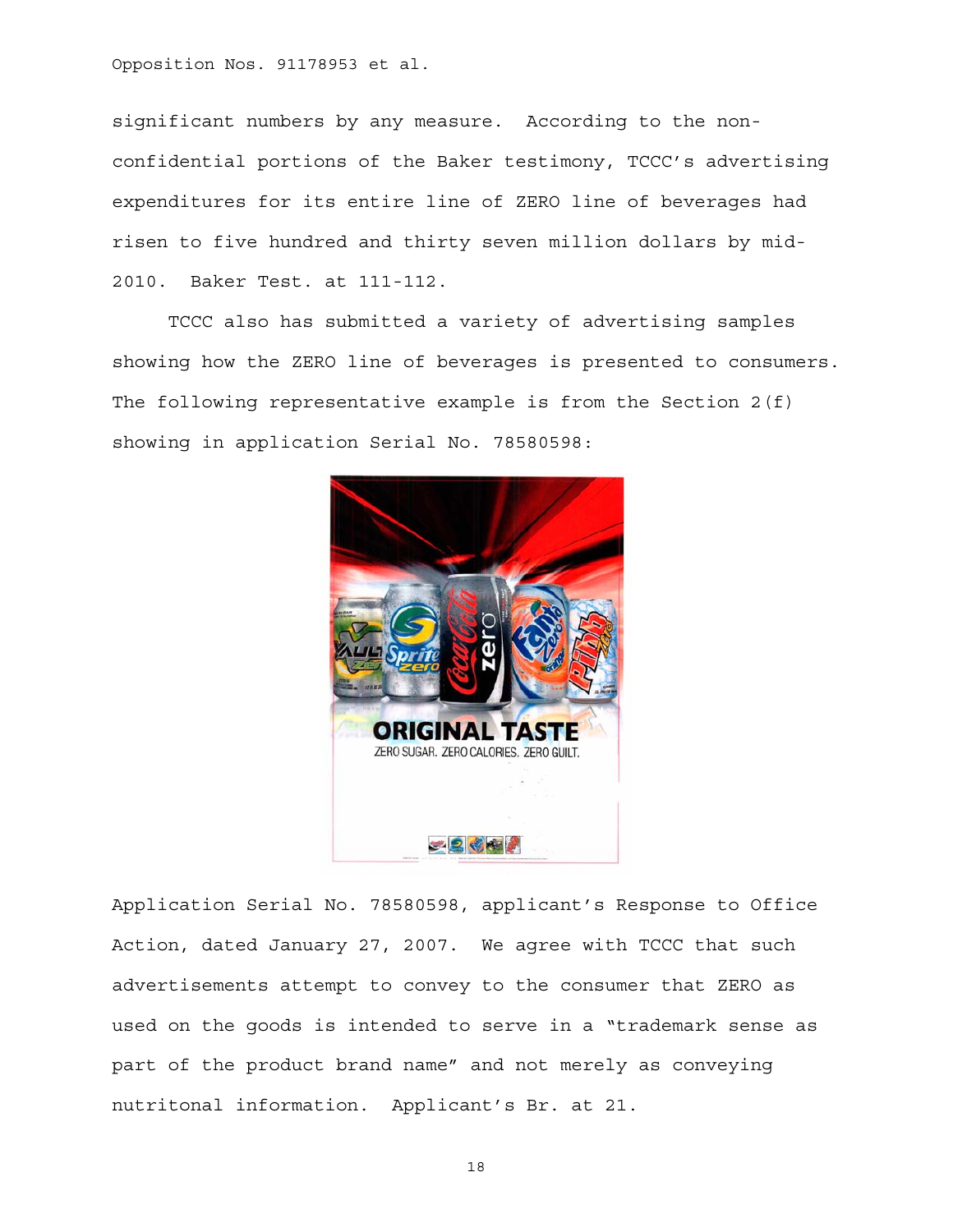significant numbers by any measure. According to the non-confidential portions of the Baker testimony, TCCC's advertising expenditures for its entire line of ZERO line of beverages had risen to five hundred and thirty seven million dollars by mid-2010. Baker Test. at 111-112.

TCCC also has submitted a variety of advertising samples showing how the ZERO line of beverages is presented to consumers. The following representative example is from the Section 2(f) showing in application Serial No. 78580598:

Application Serial No. 78580598, applicant's Response to Office Action, dated January 27, 2007. We agree with TCCC that such advertisements attempt to convey to the consumer that ZERO as used on the goods is intended to serve in a "trademark sense as part of the product brand name" and not merely as conveying nutritonal information. Applicant's Br. at 21.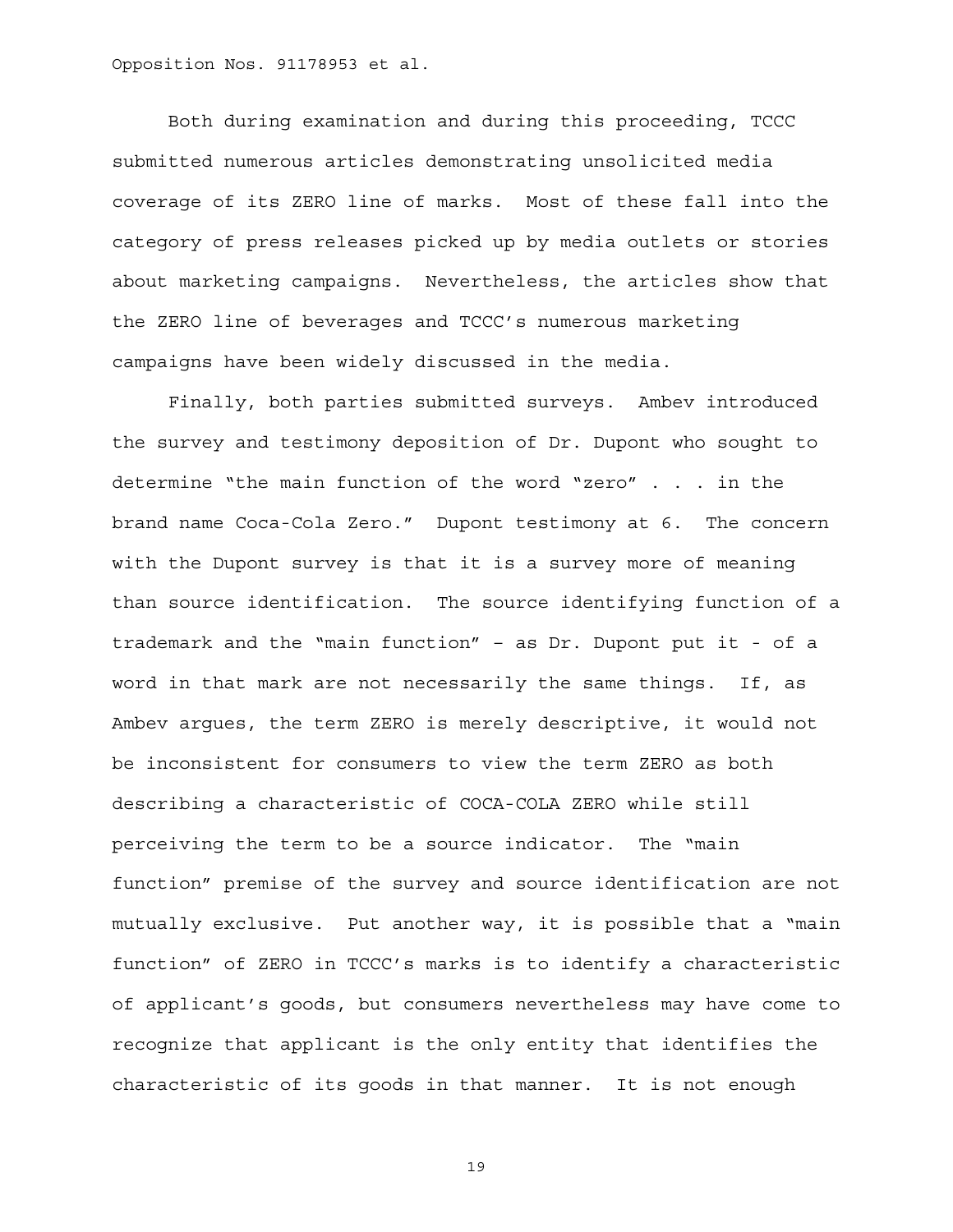Both during examination and during this proceeding, TCCC submitted numerous articles demonstrating unsolicited media coverage of its ZERO line of marks. Most of these fall into the category of press releases picked up by media outlets or stories about marketing campaigns. Nevertheless, the articles show that the ZERO line of beverages and TCCC's numerous marketing campaigns have been widely discussed in the media.

Finally, both parties submitted surveys. Ambev introduced the survey and testimony deposition of Dr. Dupont who sought to determine "the main function of the word "zero" . . . in the brand name Coca-Cola Zero." Dupont testimony at 6. The concern with the Dupont survey is that it is a survey more of meaning than source identification. The source identifying function of a trademark and the "main function" – as Dr. Dupont put it - of a word in that mark are not necessarily the same things. If, as Ambev argues, the term ZERO is merely descriptive, it would not be inconsistent for consumers to view the term ZERO as both describing a characteristic of COCA-COLA ZERO while still perceiving the term to be a source indicator. The "main function" premise of the survey and source identification are not mutually exclusive. Put another way, it is possible that a "main function" of ZERO in TCCC's marks is to identify a characteristic of applicant's goods, but consumers nevertheless may have come to recognize that applicant is the only entity that identifies the characteristic of its goods in that manner. It is not enough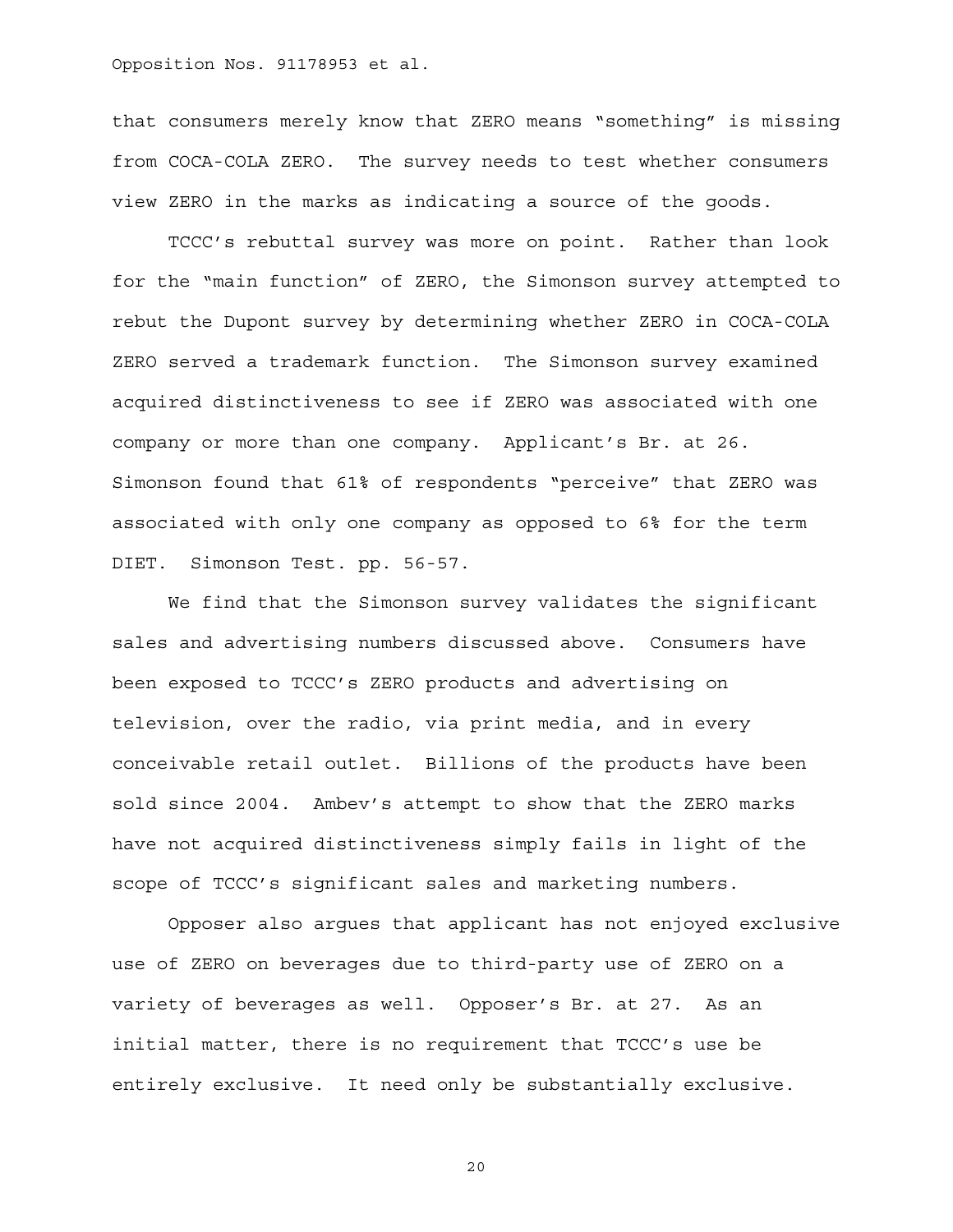that consumers merely know that ZERO means "something" is missing from COCA-COLA ZERO. The survey needs to test whether consumers view ZERO in the marks as indicating a source of the goods.

TCCC's rebuttal survey was more on point. Rather than look for the "main function" of ZERO, the Simonson survey attempted to rebut the Dupont survey by determining whether ZERO in COCA-COLA ZERO served a trademark function. The Simonson survey examined acquired distinctiveness to see if ZERO was associated with one company or more than one company. Applicant's Br. at 26. Simonson found that 61% of respondents "perceive" that ZERO was associated with only one company as opposed to 6% for the term DIET. Simonson Test. pp. 56-57.

We find that the Simonson survey validates the significant sales and advertising numbers discussed above. Consumers have been exposed to TCCC's ZERO products and advertising on television, over the radio, via print media, and in every conceivable retail outlet. Billions of the products have been sold since 2004. Ambev's attempt to show that the ZERO marks have not acquired distinctiveness simply fails in light of the scope of TCCC's significant sales and marketing numbers.

Opposer also argues that applicant has not enjoyed exclusive use of ZERO on beverages due to third-party use of ZERO on a variety of beverages as well. Opposer's Br. at 27. As an initial matter, there is no requirement that TCCC's use be entirely exclusive. It need only be substantially exclusive.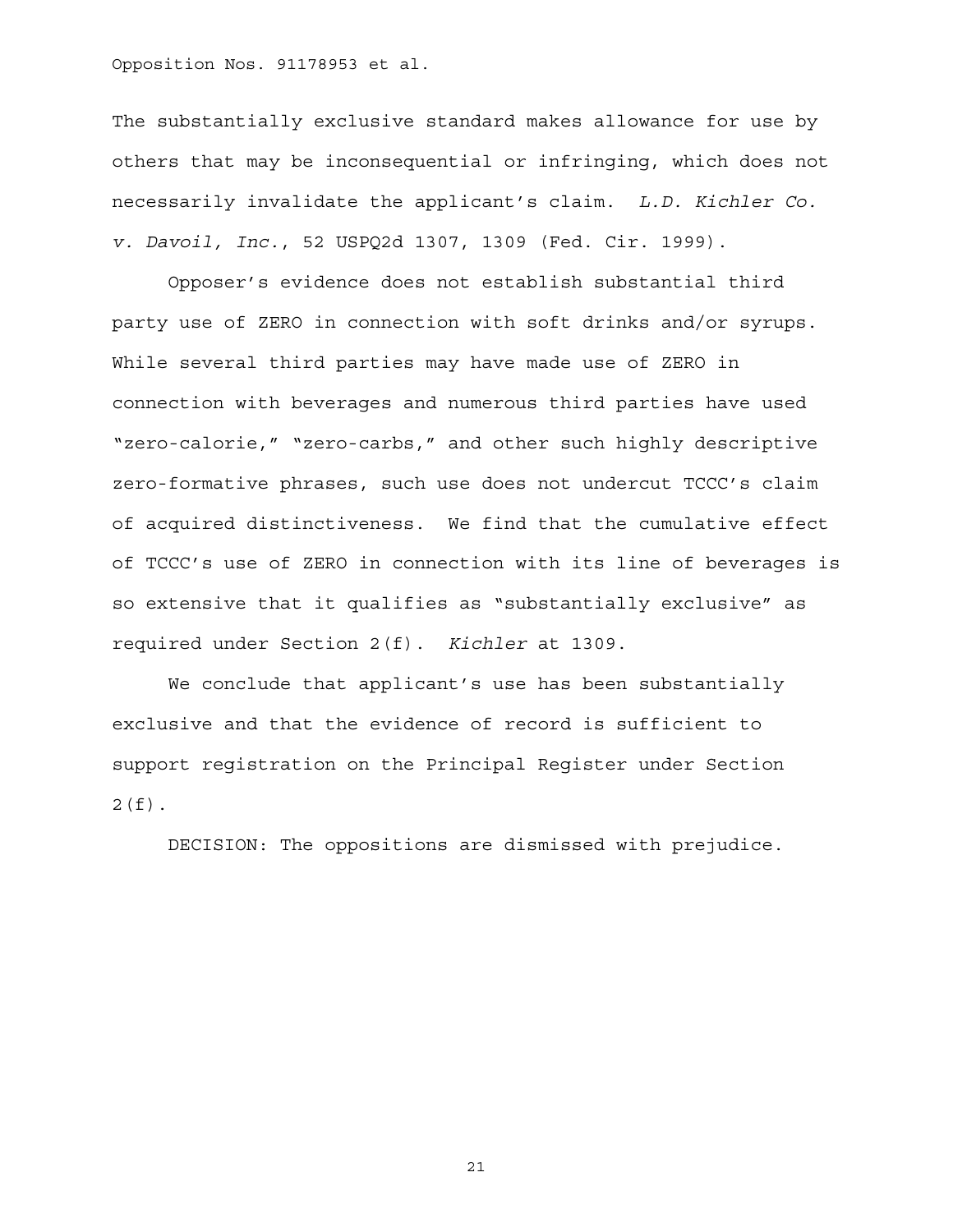The substantially exclusive standard makes allowance for use by others that may be inconsequential or infringing, which does not necessarily invalidate the applicant's claim. *L.D. Kichler Co. v. Davoil, Inc.*, 52 USPQ2d 1307, 1309 (Fed. Cir. 1999).

Opposer's evidence does not establish substantial third party use of ZERO in connection with soft drinks and/or syrups. While several third parties may have made use of ZERO in connection with beverages and numerous third parties have used "zero-calorie," "zero-carbs," and other such highly descriptive zero-formative phrases, such use does not undercut TCCC's claim of acquired distinctiveness. We find that the cumulative effect of TCCC's use of ZERO in connection with its line of beverages is so extensive that it qualifies as "substantially exclusive" as required under Section 2(f). *Kichler* at 1309.

We conclude that applicant's use has been substantially exclusive and that the evidence of record is sufficient to support registration on the Principal Register under Section 2(f).

DECISION: The oppositions are dismissed with prejudice.